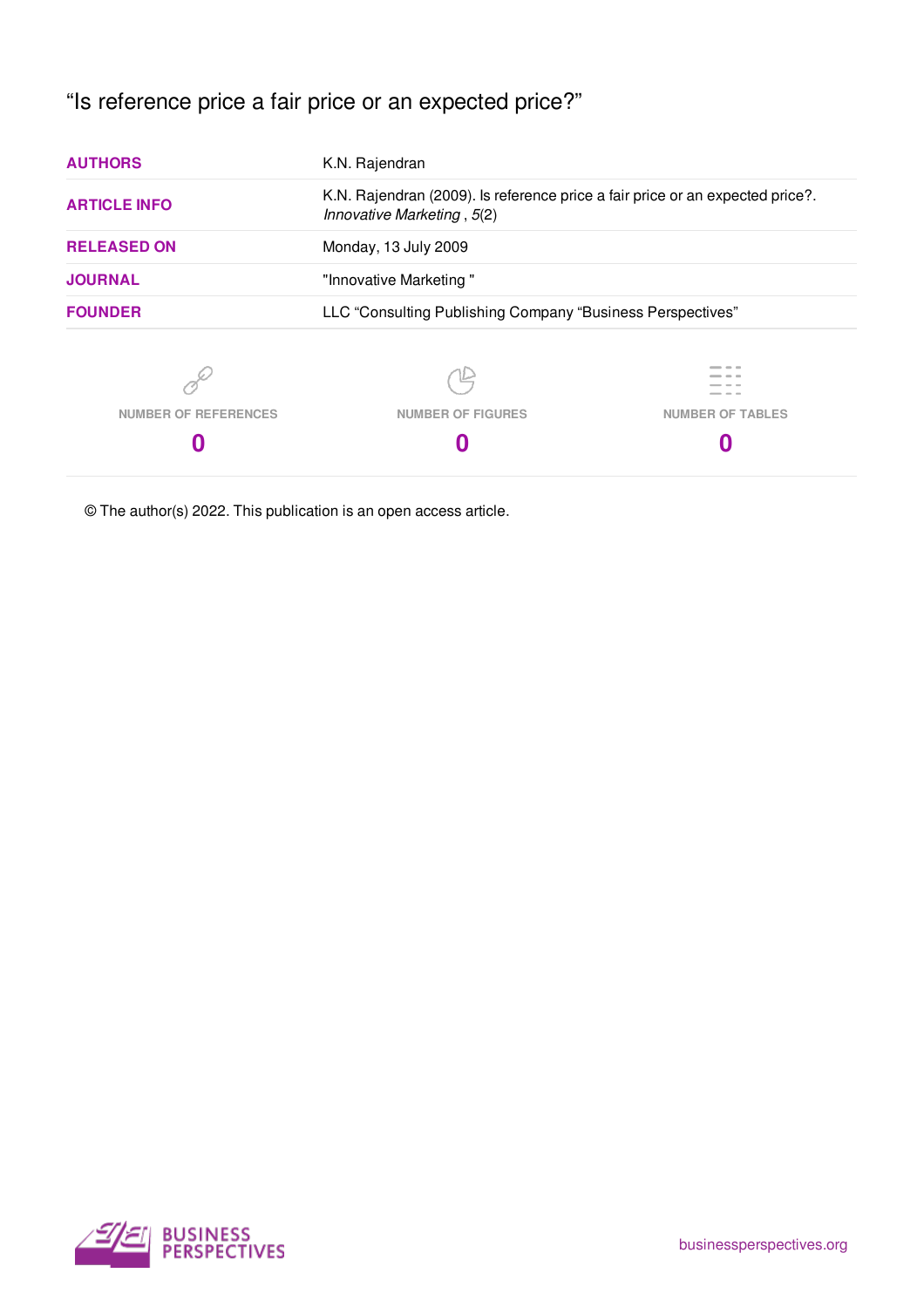# "Is reference price a fair price or an expected price?"

| | |
|---|---|
| **AUTHORS** | K.N. Rajendran |
| **ARTICLE INFO** | K.N. Rajendran (2009). Is reference price a fair price or an expected price?. *Innovative Marketing* , *5*(2) |
| **RELEASED ON** | Monday, 13 July 2009 |
| **JOURNAL** | "Innovative Marketing " |
| **FOUNDER** | LLC "Consulting Publishing Company "Business Perspectives" |

| NUMBER OF REFERENCES | NUMBER OF FIGURES | NUMBER OF TABLES |
|---|---|---|
| 0 | 0 | 0 |

© The author(s) 2022. This publication is an open access article.

BUSINESS PERSPECTIVES

businessperspectives.org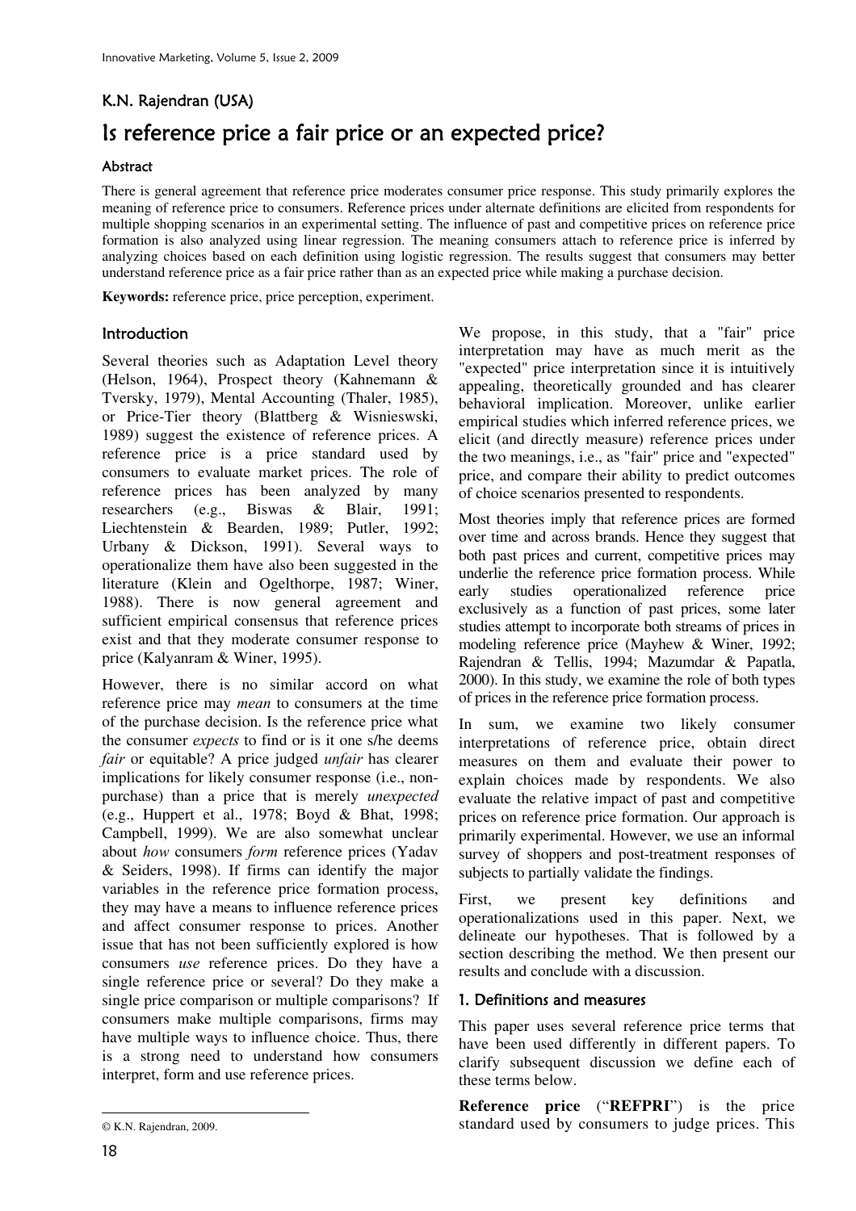K.N. Rajendran (USA)

# Is reference price a fair price or an expected price?

### Abstract

There is general agreement that reference price moderates consumer price response. This study primarily explores the meaning of reference price to consumers. Reference prices under alternate definitions are elicited from respondents for multiple shopping scenarios in an experimental setting. The influence of past and competitive prices on reference price formation is also analyzed using linear regression. The meaning consumers attach to reference price is inferred by analyzing choices based on each definition using logistic regression. The results suggest that consumers may better understand reference price as a fair price rather than as an expected price while making a purchase decision.

**Keywords:** reference price, price perception, experiment.

## Introduction

Several theories such as Adaptation Level theory (Helson, 1964), Prospect theory (Kahnemann & Tversky, 1979), Mental Accounting (Thaler, 1985), or Price-Tier theory (Blattberg & Wisnieswski, 1989) suggest the existence of reference prices. A reference price is a price standard used by consumers to evaluate market prices. The role of reference prices has been analyzed by many researchers (e.g., Biswas & Blair, 1991; Liechtenstein & Bearden, 1989; Putler, 1992; Urbany & Dickson, 1991). Several ways to operationalize them have also been suggested in the literature (Klein and Ogelthorpe, 1987; Winer, 1988). There is now general agreement and sufficient empirical consensus that reference prices exist and that they moderate consumer response to price (Kalyanram & Winer, 1995).

However, there is no similar accord on what reference price may *mean* to consumers at the time of the purchase decision. Is the reference price what the consumer *expects* to find or is it one s/he deems *fair* or equitable? A price judged *unfair* has clearer implications for likely consumer response (i.e., non-purchase) than a price that is merely *unexpected* (e.g., Huppert et al., 1978; Boyd & Bhat, 1998; Campbell, 1999). We are also somewhat unclear about *how* consumers *form* reference prices (Yadav & Seiders, 1998). If firms can identify the major variables in the reference price formation process, they may have a means to influence reference prices and affect consumer response to prices. Another issue that has not been sufficiently explored is how consumers *use* reference prices. Do they have a single reference price or several? Do they make a single price comparison or multiple comparisons? If consumers make multiple comparisons, firms may have multiple ways to influence choice. Thus, there is a strong need to understand how consumers interpret, form and use reference prices.

We propose, in this study, that a "fair" price interpretation may have as much merit as the "expected" price interpretation since it is intuitively appealing, theoretically grounded and has clearer behavioral implication. Moreover, unlike earlier empirical studies which inferred reference prices, we elicit (and directly measure) reference prices under the two meanings, i.e., as "fair" price and "expected" price, and compare their ability to predict outcomes of choice scenarios presented to respondents.

Most theories imply that reference prices are formed over time and across brands. Hence they suggest that both past prices and current, competitive prices may underlie the reference price formation process. While early studies operationalized reference price exclusively as a function of past prices, some later studies attempt to incorporate both streams of prices in modeling reference price (Mayhew & Winer, 1992; Rajendran & Tellis, 1994; Mazumdar & Papatla, 2000). In this study, we examine the role of both types of prices in the reference price formation process.

In sum, we examine two likely consumer interpretations of reference price, obtain direct measures on them and evaluate their power to explain choices made by respondents. We also evaluate the relative impact of past and competitive prices on reference price formation. Our approach is primarily experimental. However, we use an informal survey of shoppers and post-treatment responses of subjects to partially validate the findings.

First, we present key definitions and operationalizations used in this paper. Next, we delineate our hypotheses. That is followed by a section describing the method. We then present our results and conclude with a discussion.

## 1. Definitions and measures

This paper uses several reference price terms that have been used differently in different papers. To clarify subsequent discussion we define each of these terms below.

**Reference price** ("**REFPRI**") is the price standard used by consumers to judge prices. This

© K.N. Rajendran, 2009.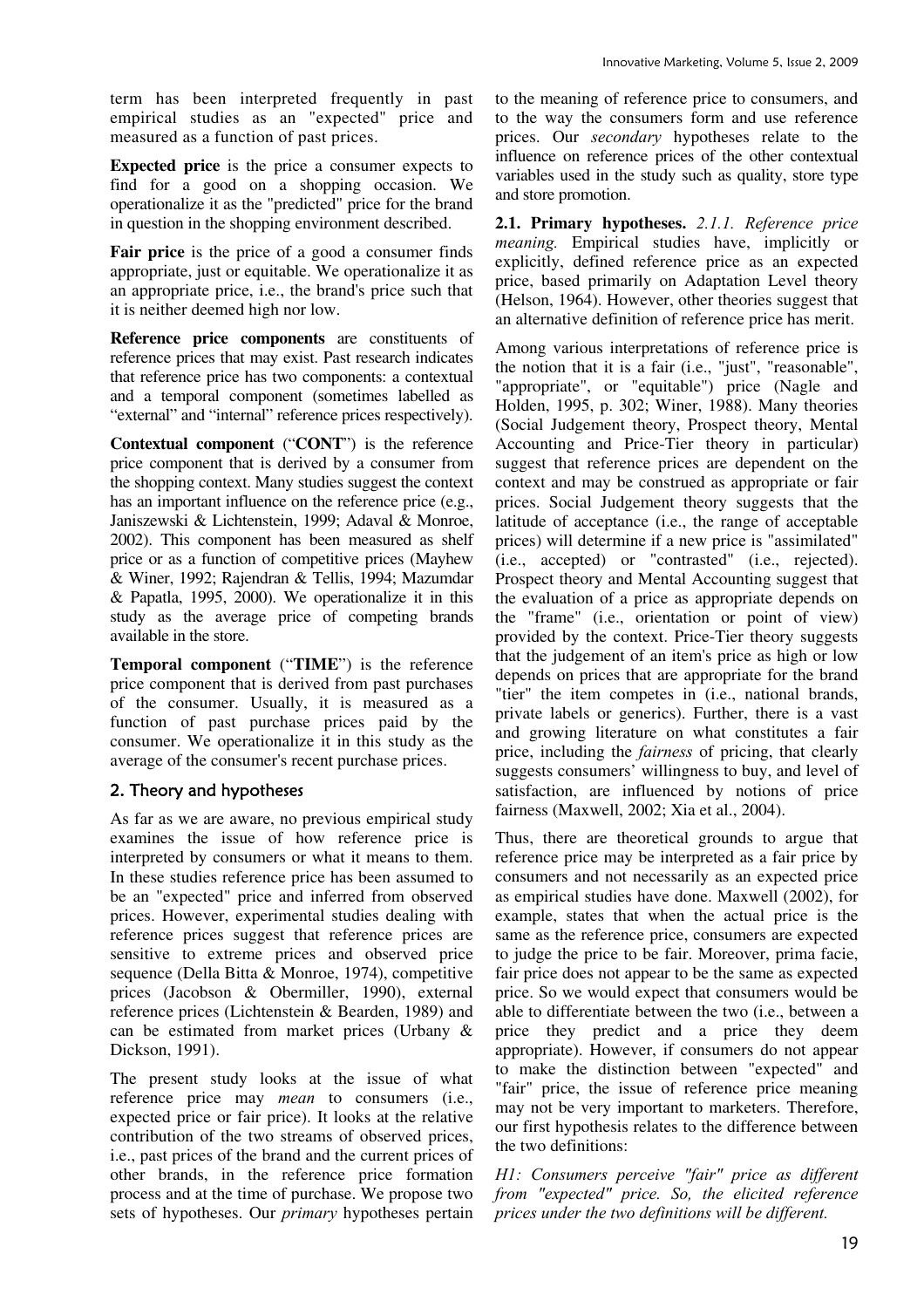term has been interpreted frequently in past empirical studies as an "expected" price and measured as a function of past prices.

**Expected price** is the price a consumer expects to find for a good on a shopping occasion. We operationalize it as the "predicted" price for the brand in question in the shopping environment described.

**Fair price** is the price of a good a consumer finds appropriate, just or equitable. We operationalize it as an appropriate price, i.e., the brand's price such that it is neither deemed high nor low.

**Reference price components** are constituents of reference prices that may exist. Past research indicates that reference price has two components: a contextual and a temporal component (sometimes labelled as "external" and "internal" reference prices respectively).

**Contextual component** ("**CONT**") is the reference price component that is derived by a consumer from the shopping context. Many studies suggest the context has an important influence on the reference price (e.g., Janiszewski & Lichtenstein, 1999; Adaval & Monroe, 2002). This component has been measured as shelf price or as a function of competitive prices (Mayhew & Winer, 1992; Rajendran & Tellis, 1994; Mazumdar & Papatla, 1995, 2000). We operationalize it in this study as the average price of competing brands available in the store.

**Temporal component** ("**TIME**") is the reference price component that is derived from past purchases of the consumer. Usually, it is measured as a function of past purchase prices paid by the consumer. We operationalize it in this study as the average of the consumer's recent purchase prices.

## 2. Theory and hypotheses

As far as we are aware, no previous empirical study examines the issue of how reference price is interpreted by consumers or what it means to them. In these studies reference price has been assumed to be an "expected" price and inferred from observed prices. However, experimental studies dealing with reference prices suggest that reference prices are sensitive to extreme prices and observed price sequence (Della Bitta & Monroe, 1974), competitive prices (Jacobson & Obermiller, 1990), external reference prices (Lichtenstein & Bearden, 1989) and can be estimated from market prices (Urbany & Dickson, 1991).

The present study looks at the issue of what reference price may *mean* to consumers (i.e., expected price or fair price). It looks at the relative contribution of the two streams of observed prices, i.e., past prices of the brand and the current prices of other brands, in the reference price formation process and at the time of purchase. We propose two sets of hypotheses. Our *primary* hypotheses pertain to the meaning of reference price to consumers, and to the way the consumers form and use reference prices. Our *secondary* hypotheses relate to the influence on reference prices of the other contextual variables used in the study such as quality, store type and store promotion.

**2.1. Primary hypotheses.** *2.1.1. Reference price meaning.* Empirical studies have, implicitly or explicitly, defined reference price as an expected price, based primarily on Adaptation Level theory (Helson, 1964). However, other theories suggest that an alternative definition of reference price has merit.

Among various interpretations of reference price is the notion that it is a fair (i.e., "just", "reasonable", "appropriate", or "equitable") price (Nagle and Holden, 1995, p. 302; Winer, 1988). Many theories (Social Judgement theory, Prospect theory, Mental Accounting and Price-Tier theory in particular) suggest that reference prices are dependent on the context and may be construed as appropriate or fair prices. Social Judgement theory suggests that the latitude of acceptance (i.e., the range of acceptable prices) will determine if a new price is "assimilated" (i.e., accepted) or "contrasted" (i.e., rejected). Prospect theory and Mental Accounting suggest that the evaluation of a price as appropriate depends on the "frame" (i.e., orientation or point of view) provided by the context. Price-Tier theory suggests that the judgement of an item's price as high or low depends on prices that are appropriate for the brand "tier" the item competes in (i.e., national brands, private labels or generics). Further, there is a vast and growing literature on what constitutes a fair price, including the *fairness* of pricing, that clearly suggests consumers' willingness to buy, and level of satisfaction, are influenced by notions of price fairness (Maxwell, 2002; Xia et al., 2004).

Thus, there are theoretical grounds to argue that reference price may be interpreted as a fair price by consumers and not necessarily as an expected price as empirical studies have done. Maxwell (2002), for example, states that when the actual price is the same as the reference price, consumers are expected to judge the price to be fair. Moreover, prima facie, fair price does not appear to be the same as expected price. So we would expect that consumers would be able to differentiate between the two (i.e., between a price they predict and a price they deem appropriate). However, if consumers do not appear to make the distinction between "expected" and "fair" price, the issue of reference price meaning may not be very important to marketers. Therefore, our first hypothesis relates to the difference between the two definitions:

*H1: Consumers perceive "fair" price as different from "expected" price. So, the elicited reference prices under the two definitions will be different.*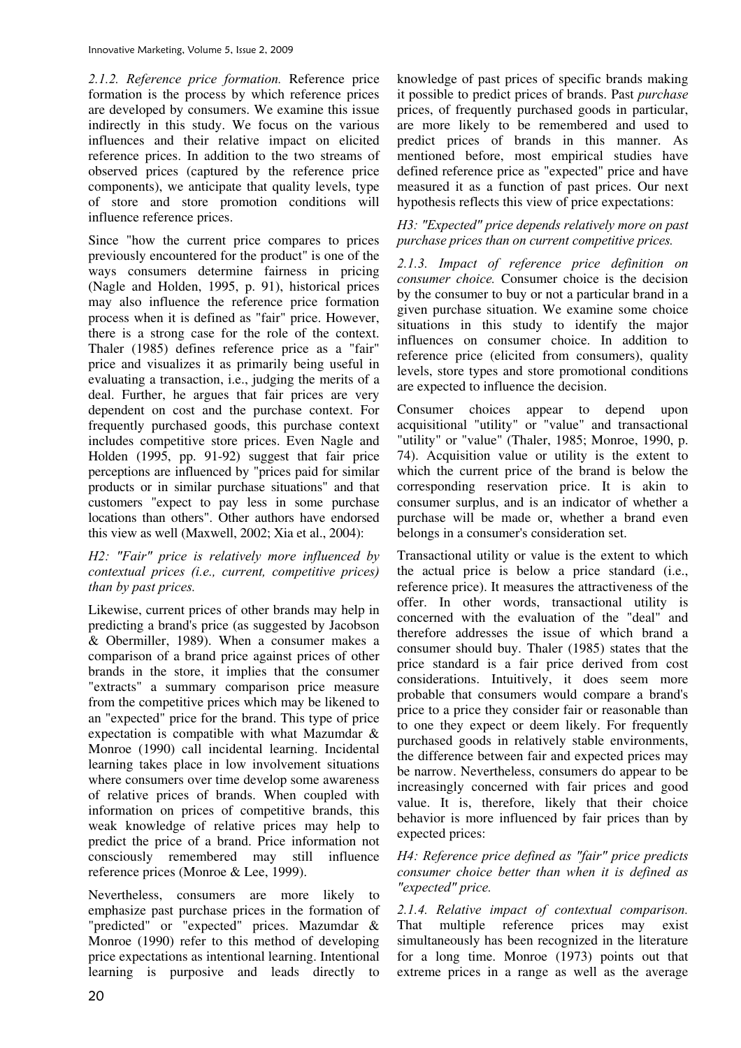*2.1.2. Reference price formation.* Reference price formation is the process by which reference prices are developed by consumers. We examine this issue indirectly in this study. We focus on the various influences and their relative impact on elicited reference prices. In addition to the two streams of observed prices (captured by the reference price components), we anticipate that quality levels, type of store and store promotion conditions will influence reference prices.

Since "how the current price compares to prices previously encountered for the product" is one of the ways consumers determine fairness in pricing (Nagle and Holden, 1995, p. 91), historical prices may also influence the reference price formation process when it is defined as "fair" price. However, there is a strong case for the role of the context. Thaler (1985) defines reference price as a "fair" price and visualizes it as primarily being useful in evaluating a transaction, i.e., judging the merits of a deal. Further, he argues that fair prices are very dependent on cost and the purchase context. For frequently purchased goods, this purchase context includes competitive store prices. Even Nagle and Holden (1995, pp. 91-92) suggest that fair price perceptions are influenced by "prices paid for similar products or in similar purchase situations" and that customers "expect to pay less in some purchase locations than others". Other authors have endorsed this view as well (Maxwell, 2002; Xia et al., 2004):

*H2: "Fair" price is relatively more influenced by contextual prices (i.e., current, competitive prices) than by past prices.*

Likewise, current prices of other brands may help in predicting a brand's price (as suggested by Jacobson & Obermiller, 1989). When a consumer makes a comparison of a brand price against prices of other brands in the store, it implies that the consumer "extracts" a summary comparison price measure from the competitive prices which may be likened to an "expected" price for the brand. This type of price expectation is compatible with what Mazumdar & Monroe (1990) call incidental learning. Incidental learning takes place in low involvement situations where consumers over time develop some awareness of relative prices of brands. When coupled with information on prices of competitive brands, this weak knowledge of relative prices may help to predict the price of a brand. Price information not consciously remembered may still influence reference prices (Monroe & Lee, 1999).

Nevertheless, consumers are more likely to emphasize past purchase prices in the formation of "predicted" or "expected" prices. Mazumdar & Monroe (1990) refer to this method of developing price expectations as intentional learning. Intentional learning is purposive and leads directly to knowledge of past prices of specific brands making it possible to predict prices of brands. Past *purchase* prices, of frequently purchased goods in particular, are more likely to be remembered and used to predict prices of brands in this manner. As mentioned before, most empirical studies have defined reference price as "expected" price and have measured it as a function of past prices. Our next hypothesis reflects this view of price expectations:

*H3: "Expected" price depends relatively more on past purchase prices than on current competitive prices.*

*2.1.3. Impact of reference price definition on consumer choice.* Consumer choice is the decision by the consumer to buy or not a particular brand in a given purchase situation. We examine some choice situations in this study to identify the major influences on consumer choice. In addition to reference price (elicited from consumers), quality levels, store types and store promotional conditions are expected to influence the decision.

Consumer choices appear to depend upon acquisitional "utility" or "value" and transactional "utility" or "value" (Thaler, 1985; Monroe, 1990, p. 74). Acquisition value or utility is the extent to which the current price of the brand is below the corresponding reservation price. It is akin to consumer surplus, and is an indicator of whether a purchase will be made or, whether a brand even belongs in a consumer's consideration set.

Transactional utility or value is the extent to which the actual price is below a price standard (i.e., reference price). It measures the attractiveness of the offer. In other words, transactional utility is concerned with the evaluation of the "deal" and therefore addresses the issue of which brand a consumer should buy. Thaler (1985) states that the price standard is a fair price derived from cost considerations. Intuitively, it does seem more probable that consumers would compare a brand's price to a price they consider fair or reasonable than to one they expect or deem likely. For frequently purchased goods in relatively stable environments, the difference between fair and expected prices may be narrow. Nevertheless, consumers do appear to be increasingly concerned with fair prices and good value. It is, therefore, likely that their choice behavior is more influenced by fair prices than by expected prices:

*H4: Reference price defined as "fair" price predicts consumer choice better than when it is defined as "expected" price.*

*2.1.4. Relative impact of contextual comparison.* That multiple reference prices may exist simultaneously has been recognized in the literature for a long time. Monroe (1973) points out that extreme prices in a range as well as the average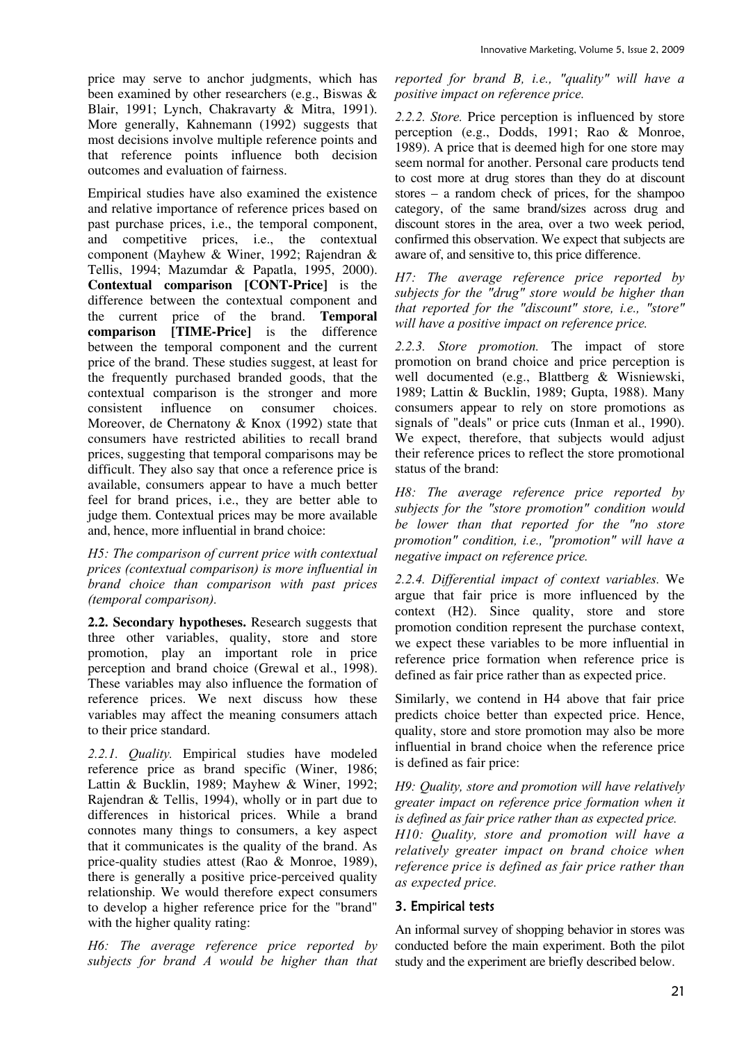price may serve to anchor judgments, which has been examined by other researchers (e.g., Biswas & Blair, 1991; Lynch, Chakravarty & Mitra, 1991). More generally, Kahnemann (1992) suggests that most decisions involve multiple reference points and that reference points influence both decision outcomes and evaluation of fairness.

Empirical studies have also examined the existence and relative importance of reference prices based on past purchase prices, i.e., the temporal component, and competitive prices, i.e., the contextual component (Mayhew & Winer, 1992; Rajendran & Tellis, 1994; Mazumdar & Papatla, 1995, 2000). **Contextual comparison [CONT-Price]** is the difference between the contextual component and the current price of the brand. **Temporal comparison [TIME-Price]** is the difference between the temporal component and the current price of the brand. These studies suggest, at least for the frequently purchased branded goods, that the contextual comparison is the stronger and more consistent influence on consumer choices. Moreover, de Chernatony & Knox (1992) state that consumers have restricted abilities to recall brand prices, suggesting that temporal comparisons may be difficult. They also say that once a reference price is available, consumers appear to have a much better feel for brand prices, i.e., they are better able to judge them. Contextual prices may be more available and, hence, more influential in brand choice:

*H5: The comparison of current price with contextual prices (contextual comparison) is more influential in brand choice than comparison with past prices (temporal comparison).*

**2.2. Secondary hypotheses.** Research suggests that three other variables, quality, store and store promotion, play an important role in price perception and brand choice (Grewal et al., 1998). These variables may also influence the formation of reference prices. We next discuss how these variables may affect the meaning consumers attach to their price standard.

*2.2.1. Quality.* Empirical studies have modeled reference price as brand specific (Winer, 1986; Lattin & Bucklin, 1989; Mayhew & Winer, 1992; Rajendran & Tellis, 1994), wholly or in part due to differences in historical prices. While a brand connotes many things to consumers, a key aspect that it communicates is the quality of the brand. As price-quality studies attest (Rao & Monroe, 1989), there is generally a positive price-perceived quality relationship. We would therefore expect consumers to develop a higher reference price for the "brand" with the higher quality rating:

*H6: The average reference price reported by subjects for brand A would be higher than that reported for brand B, i.e., "quality" will have a positive impact on reference price.*

*2.2.2. Store.* Price perception is influenced by store perception (e.g., Dodds, 1991; Rao & Monroe, 1989). A price that is deemed high for one store may seem normal for another. Personal care products tend to cost more at drug stores than they do at discount stores – a random check of prices, for the shampoo category, of the same brand/sizes across drug and discount stores in the area, over a two week period, confirmed this observation. We expect that subjects are aware of, and sensitive to, this price difference.

*H7: The average reference price reported by subjects for the "drug" store would be higher than that reported for the "discount" store, i.e., "store" will have a positive impact on reference price.*

*2.2.3. Store promotion.* The impact of store promotion on brand choice and price perception is well documented (e.g., Blattberg & Wisniewski, 1989; Lattin & Bucklin, 1989; Gupta, 1988). Many consumers appear to rely on store promotions as signals of "deals" or price cuts (Inman et al., 1990). We expect, therefore, that subjects would adjust their reference prices to reflect the store promotional status of the brand:

*H8: The average reference price reported by subjects for the "store promotion" condition would be lower than that reported for the "no store promotion" condition, i.e., "promotion" will have a negative impact on reference price.*

*2.2.4. Differential impact of context variables.* We argue that fair price is more influenced by the context (H2). Since quality, store and store promotion condition represent the purchase context, we expect these variables to be more influential in reference price formation when reference price is defined as fair price rather than as expected price.

Similarly, we contend in H4 above that fair price predicts choice better than expected price. Hence, quality, store and store promotion may also be more influential in brand choice when the reference price is defined as fair price:

*H9: Quality, store and promotion will have relatively greater impact on reference price formation when it is defined as fair price rather than as expected price.*

*H10: Quality, store and promotion will have a relatively greater impact on brand choice when reference price is defined as fair price rather than as expected price.*

## 3. Empirical tests

An informal survey of shopping behavior in stores was conducted before the main experiment. Both the pilot study and the experiment are briefly described below.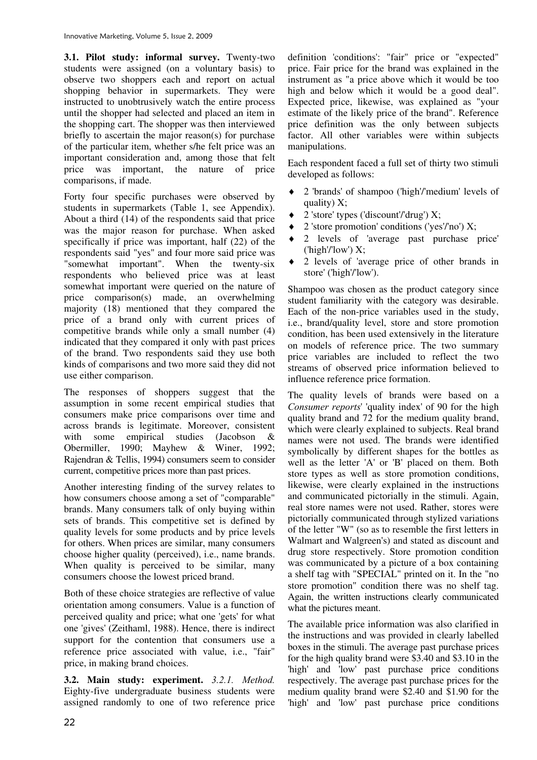**3.1. Pilot study: informal survey.** Twenty-two students were assigned (on a voluntary basis) to observe two shoppers each and report on actual shopping behavior in supermarkets. They were instructed to unobtrusively watch the entire process until the shopper had selected and placed an item in the shopping cart. The shopper was then interviewed briefly to ascertain the major reason(s) for purchase of the particular item, whether s/he felt price was an important consideration and, among those that felt price was important, the nature of price comparisons, if made.

Forty four specific purchases were observed by students in supermarkets (Table 1, see Appendix). About a third (14) of the respondents said that price was the major reason for purchase. When asked specifically if price was important, half (22) of the respondents said "yes" and four more said price was "somewhat important". When the twenty-six respondents who believed price was at least somewhat important were queried on the nature of price comparison(s) made, an overwhelming majority (18) mentioned that they compared the price of a brand only with current prices of competitive brands while only a small number (4) indicated that they compared it only with past prices of the brand. Two respondents said they use both kinds of comparisons and two more said they did not use either comparison.

The responses of shoppers suggest that the assumption in some recent empirical studies that consumers make price comparisons over time and across brands is legitimate. Moreover, consistent with some empirical studies (Jacobson & Obermiller, 1990; Mayhew & Winer, 1992; Rajendran & Tellis, 1994) consumers seem to consider current, competitive prices more than past prices.

Another interesting finding of the survey relates to how consumers choose among a set of "comparable" brands. Many consumers talk of only buying within sets of brands. This competitive set is defined by quality levels for some products and by price levels for others. When prices are similar, many consumers choose higher quality (perceived), i.e., name brands. When quality is perceived to be similar, many consumers choose the lowest priced brand.

Both of these choice strategies are reflective of value orientation among consumers. Value is a function of perceived quality and price; what one 'gets' for what one 'gives' (Zeithaml, 1988). Hence, there is indirect support for the contention that consumers use a reference price associated with value, i.e., "fair" price, in making brand choices.

**3.2. Main study: experiment.** *3.2.1. Method.* Eighty-five undergraduate business students were assigned randomly to one of two reference price definition 'conditions': "fair" price or "expected" price. Fair price for the brand was explained in the instrument as "a price above which it would be too high and below which it would be a good deal". Expected price, likewise, was explained as "your estimate of the likely price of the brand". Reference price definition was the only between subjects factor. All other variables were within subjects manipulations.

Each respondent faced a full set of thirty two stimuli developed as follows:

- 2 'brands' of shampoo ('high'/'medium' levels of quality) X;
- 2 'store' types ('discount'/'drug') X;
- 2 'store promotion' conditions ('yes'/'no') X;
- 2 levels of 'average past purchase price' ('high'/'low') X;
- 2 levels of 'average price of other brands in store' ('high'/'low').

Shampoo was chosen as the product category since student familiarity with the category was desirable. Each of the non-price variables used in the study, i.e., brand/quality level, store and store promotion condition, has been used extensively in the literature on models of reference price. The two summary price variables are included to reflect the two streams of observed price information believed to influence reference price formation.

The quality levels of brands were based on a *Consumer reports*' 'quality index' of 90 for the high quality brand and 72 for the medium quality brand, which were clearly explained to subjects. Real brand names were not used. The brands were identified symbolically by different shapes for the bottles as well as the letter 'A' or 'B' placed on them. Both store types as well as store promotion conditions, likewise, were clearly explained in the instructions and communicated pictorially in the stimuli. Again, real store names were not used. Rather, stores were pictorially communicated through stylized variations of the letter "W" (so as to resemble the first letters in Walmart and Walgreen's) and stated as discount and drug store respectively. Store promotion condition was communicated by a picture of a box containing a shelf tag with "SPECIAL" printed on it. In the "no store promotion" condition there was no shelf tag. Again, the written instructions clearly communicated what the pictures meant.

The available price information was also clarified in the instructions and was provided in clearly labelled boxes in the stimuli. The average past purchase prices for the high quality brand were $3.40 and $3.10 in the 'high' and 'low' past purchase price conditions respectively. The average past purchase prices for the medium quality brand were $2.40 and $1.90 for the 'high' and 'low' past purchase price conditions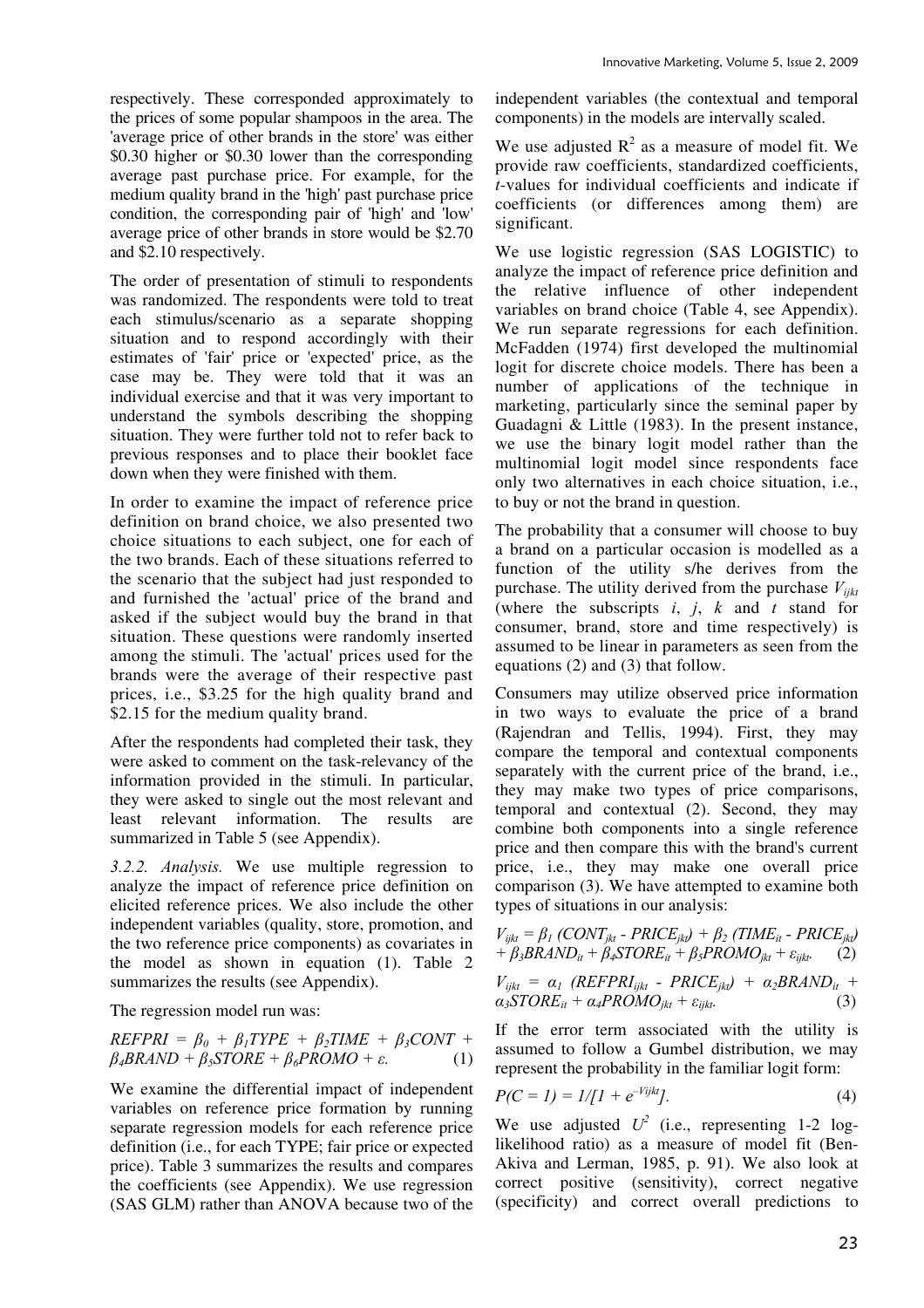respectively. These corresponded approximately to the prices of some popular shampoos in the area. The 'average price of other brands in the store' was either \$0.30 higher or \$0.30 lower than the corresponding average past purchase price. For example, for the medium quality brand in the 'high' past purchase price condition, the corresponding pair of 'high' and 'low' average price of other brands in store would be \$2.70 and \$2.10 respectively.

The order of presentation of stimuli to respondents was randomized. The respondents were told to treat each stimulus/scenario as a separate shopping situation and to respond accordingly with their estimates of 'fair' price or 'expected' price, as the case may be. They were told that it was an individual exercise and that it was very important to understand the symbols describing the shopping situation. They were further told not to refer back to previous responses and to place their booklet face down when they were finished with them.

In order to examine the impact of reference price definition on brand choice, we also presented two choice situations to each subject, one for each of the two brands. Each of these situations referred to the scenario that the subject had just responded to and furnished the 'actual' price of the brand and asked if the subject would buy the brand in that situation. These questions were randomly inserted among the stimuli. The 'actual' prices used for the brands were the average of their respective past prices, i.e., \$3.25 for the high quality brand and \$2.15 for the medium quality brand.

After the respondents had completed their task, they were asked to comment on the task-relevancy of the information provided in the stimuli. In particular, they were asked to single out the most relevant and least relevant information. The results are summarized in Table 5 (see Appendix).

*3.2.2. Analysis.* We use multiple regression to analyze the impact of reference price definition on elicited reference prices. We also include the other independent variables (quality, store, promotion, and the two reference price components) as covariates in the model as shown in equation (1). Table 2 summarizes the results (see Appendix).

The regression model run was:

$$REFPRI = \beta_0 + \beta_1 TYPE + \beta_2 TIME + \beta_3 CONT + \beta_4 BRAND + \beta_5 STORE + \beta_6 PROMO + \varepsilon. \quad (1)$$

We examine the differential impact of independent variables on reference price formation by running separate regression models for each reference price definition (i.e., for each TYPE; fair price or expected price). Table 3 summarizes the results and compares the coefficients (see Appendix). We use regression (SAS GLM) rather than ANOVA because two of the independent variables (the contextual and temporal components) in the models are intervally scaled.

We use adjusted $R^2$ as a measure of model fit. We provide raw coefficients, standardized coefficients, *t*-values for individual coefficients and indicate if coefficients (or differences among them) are significant.

We use logistic regression (SAS LOGISTIC) to analyze the impact of reference price definition and the relative influence of other independent variables on brand choice (Table 4, see Appendix). We run separate regressions for each definition. McFadden (1974) first developed the multinomial logit for discrete choice models. There has been a number of applications of the technique in marketing, particularly since the seminal paper by Guadagni & Little (1983). In the present instance, we use the binary logit model rather than the multinomial logit model since respondents face only two alternatives in each choice situation, i.e., to buy or not the brand in question.

The probability that a consumer will choose to buy a brand on a particular occasion is modelled as a function of the utility s/he derives from the purchase. The utility derived from the purchase $V_{ijkt}$ (where the subscripts *i*, *j*, *k* and *t* stand for consumer, brand, store and time respectively) is assumed to be linear in parameters as seen from the equations (2) and (3) that follow.

Consumers may utilize observed price information in two ways to evaluate the price of a brand (Rajendran and Tellis, 1994). First, they may compare the temporal and contextual components separately with the current price of the brand, i.e., they may make two types of price comparisons, temporal and contextual (2). Second, they may combine both components into a single reference price and then compare this with the brand's current price, i.e., they may make one overall price comparison (3). We have attempted to examine both types of situations in our analysis:

$$V_{ijkt} = \beta_1 (CONT_{jkt} - PRICE_{jkt}) + \beta_2 (TIME_{it} - PRICE_{jkt}) + \beta_3 BRAND_{it} + \beta_4 STORE_{it} + \beta_5 PROMO_{jkt} + \varepsilon_{ijkt}. \quad (2)$$

$$V_{ijkt} = \alpha_1 (REFPRI_{ijkt} - PRICE_{jkt}) + \alpha_2 BRAND_{it} + \alpha_3 STORE_{it} + \alpha_4 PROMO_{jkt} + \varepsilon_{ijkt}. \quad (3)$$

If the error term associated with the utility is assumed to follow a Gumbel distribution, we may represent the probability in the familiar logit form:

$$P(C = 1) = 1/[1 + e^{-Vijkt}]. \quad (4)$$

We use adjusted $U^2$ (i.e., representing 1-2 log-likelihood ratio) as a measure of model fit (Ben-Akiva and Lerman, 1985, p. 91). We also look at correct positive (sensitivity), correct negative (specificity) and correct overall predictions to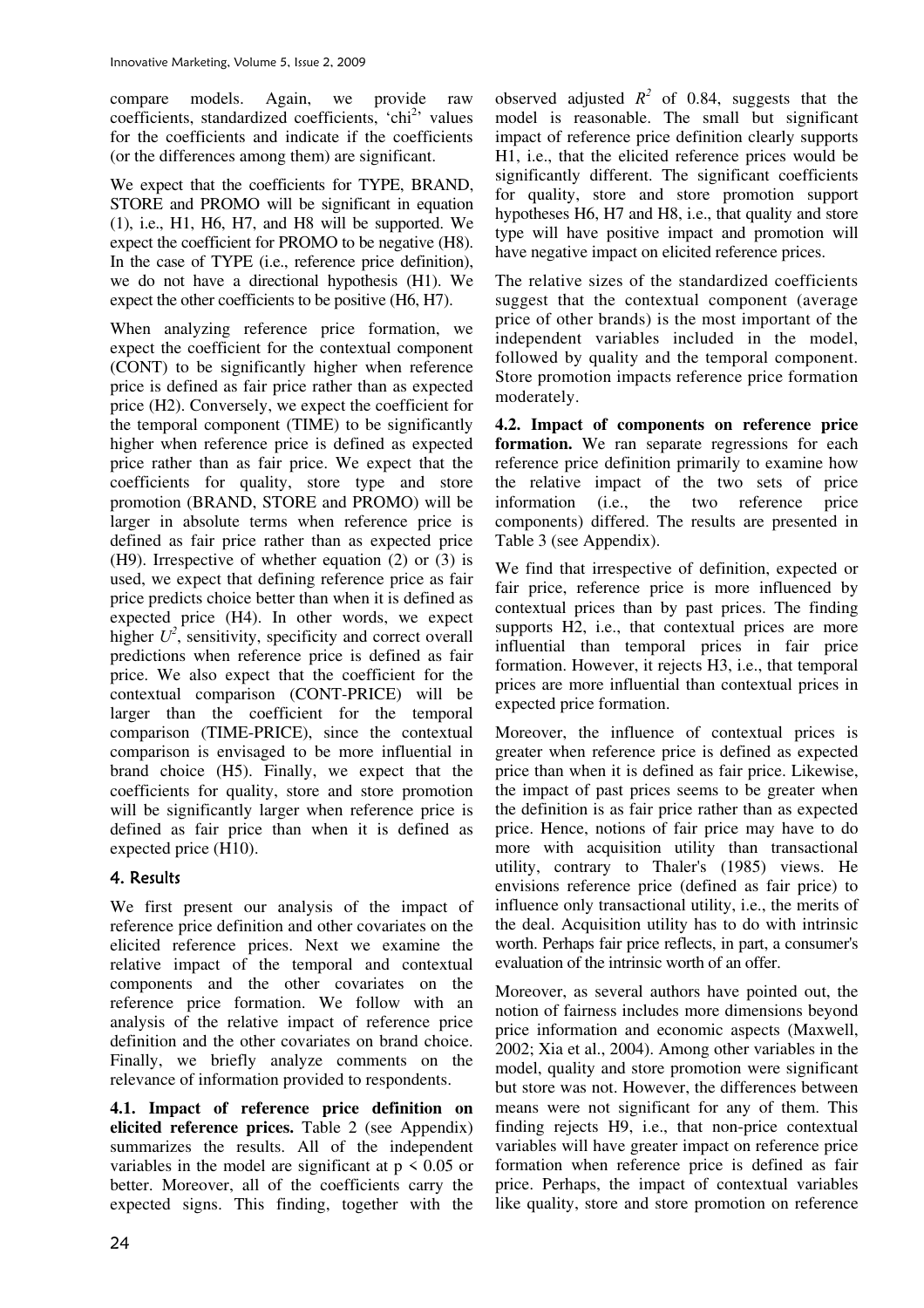compare models. Again, we provide raw coefficients, standardized coefficients, 'chi$^2$' values for the coefficients and indicate if the coefficients (or the differences among them) are significant.

We expect that the coefficients for TYPE, BRAND, STORE and PROMO will be significant in equation (1), i.e., H1, H6, H7, and H8 will be supported. We expect the coefficient for PROMO to be negative (H8). In the case of TYPE (i.e., reference price definition), we do not have a directional hypothesis (H1). We expect the other coefficients to be positive (H6, H7).

When analyzing reference price formation, we expect the coefficient for the contextual component (CONT) to be significantly higher when reference price is defined as fair price rather than as expected price (H2). Conversely, we expect the coefficient for the temporal component (TIME) to be significantly higher when reference price is defined as expected price rather than as fair price. We expect that the coefficients for quality, store type and store promotion (BRAND, STORE and PROMO) will be larger in absolute terms when reference price is defined as fair price rather than as expected price (H9). Irrespective of whether equation (2) or (3) is used, we expect that defining reference price as fair price predicts choice better than when it is defined as expected price (H4). In other words, we expect higher $U^2$, sensitivity, specificity and correct overall predictions when reference price is defined as fair price. We also expect that the coefficient for the contextual comparison (CONT-PRICE) will be larger than the coefficient for the temporal comparison (TIME-PRICE), since the contextual comparison is envisaged to be more influential in brand choice (H5). Finally, we expect that the coefficients for quality, store and store promotion will be significantly larger when reference price is defined as fair price than when it is defined as expected price (H10).

## 4. Results

We first present our analysis of the impact of reference price definition and other covariates on the elicited reference prices. Next we examine the relative impact of the temporal and contextual components and the other covariates on the reference price formation. We follow with an analysis of the relative impact of reference price definition and the other covariates on brand choice. Finally, we briefly analyze comments on the relevance of information provided to respondents.

**4.1. Impact of reference price definition on elicited reference prices.** Table 2 (see Appendix) summarizes the results. All of the independent variables in the model are significant at $p < 0.05$ or better. Moreover, all of the coefficients carry the expected signs. This finding, together with the observed adjusted $R^2$ of 0.84, suggests that the model is reasonable. The small but significant impact of reference price definition clearly supports H1, i.e., that the elicited reference prices would be significantly different. The significant coefficients for quality, store and store promotion support hypotheses H6, H7 and H8, i.e., that quality and store type will have positive impact and promotion will have negative impact on elicited reference prices.

The relative sizes of the standardized coefficients suggest that the contextual component (average price of other brands) is the most important of the independent variables included in the model, followed by quality and the temporal component. Store promotion impacts reference price formation moderately.

**4.2. Impact of components on reference price formation.** We ran separate regressions for each reference price definition primarily to examine how the relative impact of the two sets of price information (i.e., the two reference price components) differed. The results are presented in Table 3 (see Appendix).

We find that irrespective of definition, expected or fair price, reference price is more influenced by contextual prices than by past prices. The finding supports H2, i.e., that contextual prices are more influential than temporal prices in fair price formation. However, it rejects H3, i.e., that temporal prices are more influential than contextual prices in expected price formation.

Moreover, the influence of contextual prices is greater when reference price is defined as expected price than when it is defined as fair price. Likewise, the impact of past prices seems to be greater when the definition is as fair price rather than as expected price. Hence, notions of fair price may have to do more with acquisition utility than transactional utility, contrary to Thaler's (1985) views. He envisions reference price (defined as fair price) to influence only transactional utility, i.e., the merits of the deal. Acquisition utility has to do with intrinsic worth. Perhaps fair price reflects, in part, a consumer's evaluation of the intrinsic worth of an offer.

Moreover, as several authors have pointed out, the notion of fairness includes more dimensions beyond price information and economic aspects (Maxwell, 2002; Xia et al., 2004). Among other variables in the model, quality and store promotion were significant but store was not. However, the differences between means were not significant for any of them. This finding rejects H9, i.e., that non-price contextual variables will have greater impact on reference price formation when reference price is defined as fair price. Perhaps, the impact of contextual variables like quality, store and store promotion on reference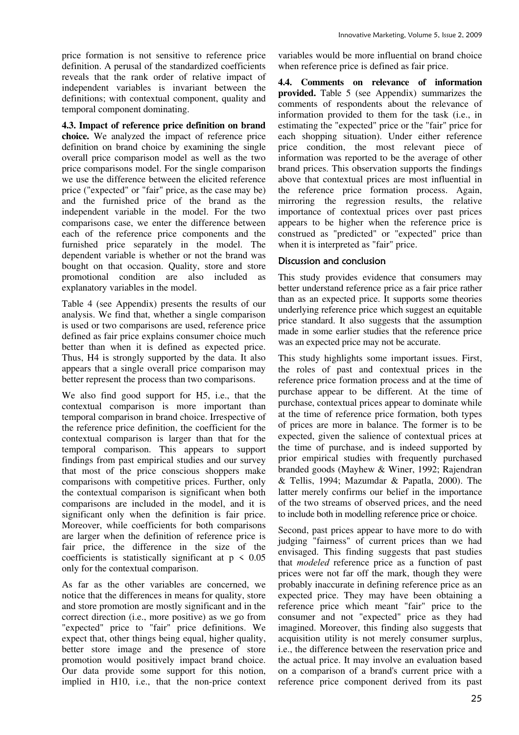price formation is not sensitive to reference price definition. A perusal of the standardized coefficients reveals that the rank order of relative impact of independent variables is invariant between the definitions; with contextual component, quality and temporal component dominating.

**4.3. Impact of reference price definition on brand choice.** We analyzed the impact of reference price definition on brand choice by examining the single overall price comparison model as well as the two price comparisons model. For the single comparison we use the difference between the elicited reference price ("expected" or "fair" price, as the case may be) and the furnished price of the brand as the independent variable in the model. For the two comparisons case, we enter the difference between each of the reference price components and the furnished price separately in the model. The dependent variable is whether or not the brand was bought on that occasion. Quality, store and store promotional condition are also included as explanatory variables in the model.

Table 4 (see Appendix) presents the results of our analysis. We find that, whether a single comparison is used or two comparisons are used, reference price defined as fair price explains consumer choice much better than when it is defined as expected price. Thus, H4 is strongly supported by the data. It also appears that a single overall price comparison may better represent the process than two comparisons.

We also find good support for H5, i.e., that the contextual comparison is more important than temporal comparison in brand choice. Irrespective of the reference price definition, the coefficient for the contextual comparison is larger than that for the temporal comparison. This appears to support findings from past empirical studies and our survey that most of the price conscious shoppers make comparisons with competitive prices. Further, only the contextual comparison is significant when both comparisons are included in the model, and it is significant only when the definition is fair price. Moreover, while coefficients for both comparisons are larger when the definition of reference price is fair price, the difference in the size of the coefficients is statistically significant at $p < 0.05$ only for the contextual comparison.

As far as the other variables are concerned, we notice that the differences in means for quality, store and store promotion are mostly significant and in the correct direction (i.e., more positive) as we go from "expected" price to "fair" price definitions. We expect that, other things being equal, higher quality, better store image and the presence of store promotion would positively impact brand choice. Our data provide some support for this notion, implied in H10, i.e., that the non-price context variables would be more influential on brand choice when reference price is defined as fair price.

**4.4. Comments on relevance of information provided.** Table 5 (see Appendix) summarizes the comments of respondents about the relevance of information provided to them for the task (i.e., in estimating the "expected" price or the "fair" price for each shopping situation). Under either reference price condition, the most relevant piece of information was reported to be the average of other brand prices. This observation supports the findings above that contextual prices are most influential in the reference price formation process. Again, mirroring the regression results, the relative importance of contextual prices over past prices appears to be higher when the reference price is construed as "predicted" or "expected" price than when it is interpreted as "fair" price.

## Discussion and conclusion

This study provides evidence that consumers may better understand reference price as a fair price rather than as an expected price. It supports some theories underlying reference price which suggest an equitable price standard. It also suggests that the assumption made in some earlier studies that the reference price was an expected price may not be accurate.

This study highlights some important issues. First, the roles of past and contextual prices in the reference price formation process and at the time of purchase appear to be different. At the time of purchase, contextual prices appear to dominate while at the time of reference price formation, both types of prices are more in balance. The former is to be expected, given the salience of contextual prices at the time of purchase, and is indeed supported by prior empirical studies with frequently purchased branded goods (Mayhew & Winer, 1992; Rajendran & Tellis, 1994; Mazumdar & Papatla, 2000). The latter merely confirms our belief in the importance of the two streams of observed prices, and the need to include both in modelling reference price or choice.

Second, past prices appear to have more to do with judging "fairness" of current prices than we had envisaged. This finding suggests that past studies that *modeled* reference price as a function of past prices were not far off the mark, though they were probably inaccurate in defining reference price as an expected price. They may have been obtaining a reference price which meant "fair" price to the consumer and not "expected" price as they had imagined. Moreover, this finding also suggests that acquisition utility is not merely consumer surplus, i.e., the difference between the reservation price and the actual price. It may involve an evaluation based on a comparison of a brand's current price with a reference price component derived from its past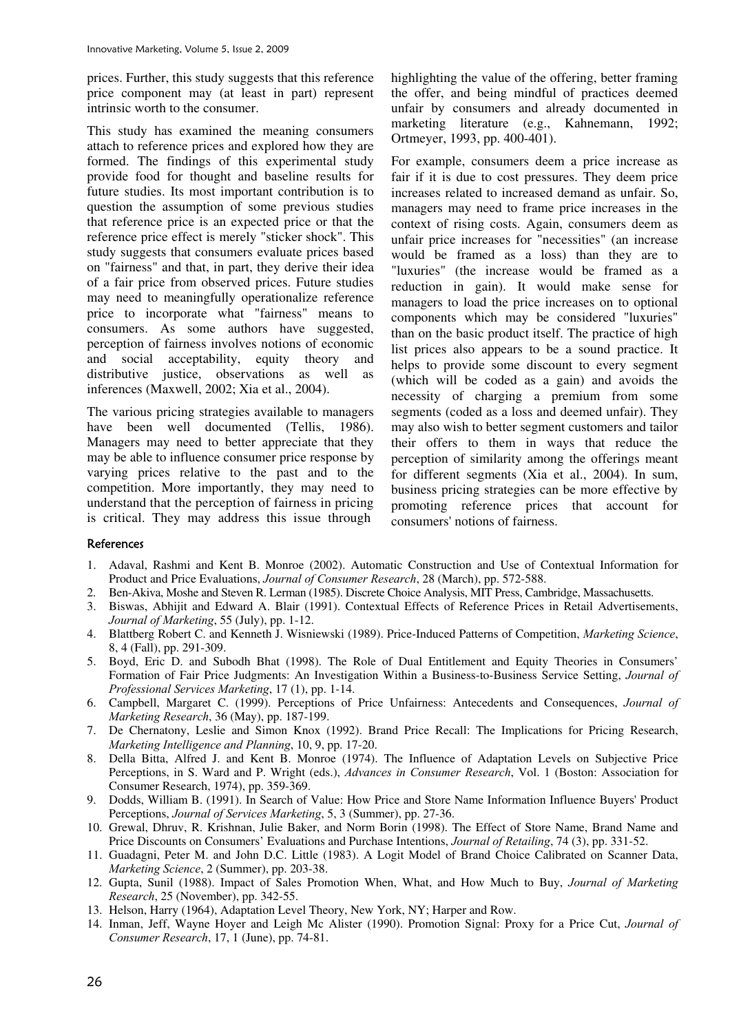prices. Further, this study suggests that this reference price component may (at least in part) represent intrinsic worth to the consumer.

This study has examined the meaning consumers attach to reference prices and explored how they are formed. The findings of this experimental study provide food for thought and baseline results for future studies. Its most important contribution is to question the assumption of some previous studies that reference price is an expected price or that the reference price effect is merely "sticker shock". This study suggests that consumers evaluate prices based on "fairness" and that, in part, they derive their idea of a fair price from observed prices. Future studies may need to meaningfully operationalize reference price to incorporate what "fairness" means to consumers. As some authors have suggested, perception of fairness involves notions of economic and social acceptability, equity theory and distributive justice, observations as well as inferences (Maxwell, 2002; Xia et al., 2004).

The various pricing strategies available to managers have been well documented (Tellis, 1986). Managers may need to better appreciate that they may be able to influence consumer price response by varying prices relative to the past and to the competition. More importantly, they may need to understand that the perception of fairness in pricing is critical. They may address this issue through highlighting the value of the offering, better framing the offer, and being mindful of practices deemed unfair by consumers and already documented in marketing literature (e.g., Kahnemann, 1992; Ortmeyer, 1993, pp. 400-401).

For example, consumers deem a price increase as fair if it is due to cost pressures. They deem price increases related to increased demand as unfair. So, managers may need to frame price increases in the context of rising costs. Again, consumers deem as unfair price increases for "necessities" (an increase would be framed as a loss) than they are to "luxuries" (the increase would be framed as a reduction in gain). It would make sense for managers to load the price increases on to optional components which may be considered "luxuries" than on the basic product itself. The practice of high list prices also appears to be a sound practice. It helps to provide some discount to every segment (which will be coded as a gain) and avoids the necessity of charging a premium from some segments (coded as a loss and deemed unfair). They may also wish to better segment customers and tailor their offers to them in ways that reduce the perception of similarity among the offerings meant for different segments (Xia et al., 2004). In sum, business pricing strategies can be more effective by promoting reference prices that account for consumers' notions of fairness.

## References

1. Adaval, Rashmi and Kent B. Monroe (2002). Automatic Construction and Use of Contextual Information for Product and Price Evaluations, *Journal of Consumer Research*, 28 (March), pp. 572-588.
2. Ben-Akiva, Moshe and Steven R. Lerman (1985). Discrete Choice Analysis, MIT Press, Cambridge, Massachusetts.
3. Biswas, Abhijit and Edward A. Blair (1991). Contextual Effects of Reference Prices in Retail Advertisements, *Journal of Marketing*, 55 (July), pp. 1-12.
4. Blattberg Robert C. and Kenneth J. Wisniewski (1989). Price-Induced Patterns of Competition, *Marketing Science*, 8, 4 (Fall), pp. 291-309.
5. Boyd, Eric D. and Subodh Bhat (1998). The Role of Dual Entitlement and Equity Theories in Consumers' Formation of Fair Price Judgments: An Investigation Within a Business-to-Business Service Setting, *Journal of Professional Services Marketing*, 17 (1), pp. 1-14.
6. Campbell, Margaret C. (1999). Perceptions of Price Unfairness: Antecedents and Consequences, *Journal of Marketing Research*, 36 (May), pp. 187-199.
7. De Chernatony, Leslie and Simon Knox (1992). Brand Price Recall: The Implications for Pricing Research, *Marketing Intelligence and Planning*, 10, 9, pp. 17-20.
8. Della Bitta, Alfred J. and Kent B. Monroe (1974). The Influence of Adaptation Levels on Subjective Price Perceptions, in S. Ward and P. Wright (eds.), *Advances in Consumer Research*, Vol. 1 (Boston: Association for Consumer Research, 1974), pp. 359-369.
9. Dodds, William B. (1991). In Search of Value: How Price and Store Name Information Influence Buyers' Product Perceptions, *Journal of Services Marketing*, 5, 3 (Summer), pp. 27-36.
10. Grewal, Dhruv, R. Krishnan, Julie Baker, and Norm Borin (1998). The Effect of Store Name, Brand Name and Price Discounts on Consumers' Evaluations and Purchase Intentions, *Journal of Retailing*, 74 (3), pp. 331-52.
11. Guadagni, Peter M. and John D.C. Little (1983). A Logit Model of Brand Choice Calibrated on Scanner Data, *Marketing Science*, 2 (Summer), pp. 203-38.
12. Gupta, Sunil (1988). Impact of Sales Promotion When, What, and How Much to Buy, *Journal of Marketing Research*, 25 (November), pp. 342-55.
13. Helson, Harry (1964), Adaptation Level Theory, New York, NY; Harper and Row.
14. Inman, Jeff, Wayne Hoyer and Leigh Mc Alister (1990). Promotion Signal: Proxy for a Price Cut, *Journal of Consumer Research*, 17, 1 (June), pp. 74-81.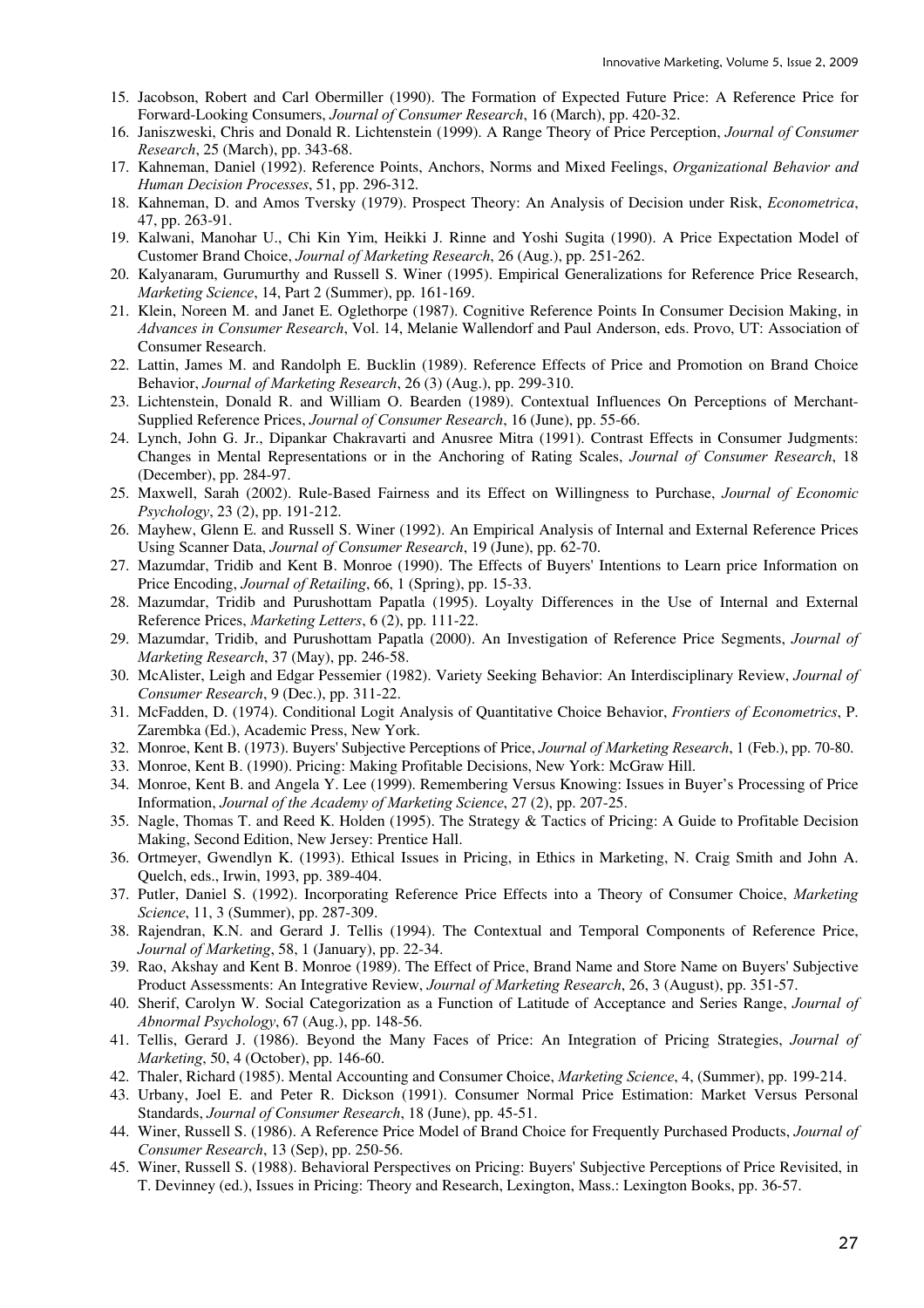15. Jacobson, Robert and Carl Obermiller (1990). The Formation of Expected Future Price: A Reference Price for Forward-Looking Consumers, *Journal of Consumer Research*, 16 (March), pp. 420-32.
16. Janiszweski, Chris and Donald R. Lichtenstein (1999). A Range Theory of Price Perception, *Journal of Consumer Research*, 25 (March), pp. 343-68.
17. Kahneman, Daniel (1992). Reference Points, Anchors, Norms and Mixed Feelings, *Organizational Behavior and Human Decision Processes*, 51, pp. 296-312.
18. Kahneman, D. and Amos Tversky (1979). Prospect Theory: An Analysis of Decision under Risk, *Econometrica*, 47, pp. 263-91.
19. Kalwani, Manohar U., Chi Kin Yim, Heikki J. Rinne and Yoshi Sugita (1990). A Price Expectation Model of Customer Brand Choice, *Journal of Marketing Research*, 26 (Aug.), pp. 251-262.
20. Kalyanaram, Gurumurthy and Russell S. Winer (1995). Empirical Generalizations for Reference Price Research, *Marketing Science*, 14, Part 2 (Summer), pp. 161-169.
21. Klein, Noreen M. and Janet E. Oglethorpe (1987). Cognitive Reference Points In Consumer Decision Making, in *Advances in Consumer Research*, Vol. 14, Melanie Wallendorf and Paul Anderson, eds. Provo, UT: Association of Consumer Research.
22. Lattin, James M. and Randolph E. Bucklin (1989). Reference Effects of Price and Promotion on Brand Choice Behavior, *Journal of Marketing Research*, 26 (3) (Aug.), pp. 299-310.
23. Lichtenstein, Donald R. and William O. Bearden (1989). Contextual Influences On Perceptions of Merchant-Supplied Reference Prices, *Journal of Consumer Research*, 16 (June), pp. 55-66.
24. Lynch, John G. Jr., Dipankar Chakravarti and Anusree Mitra (1991). Contrast Effects in Consumer Judgments: Changes in Mental Representations or in the Anchoring of Rating Scales, *Journal of Consumer Research*, 18 (December), pp. 284-97.
25. Maxwell, Sarah (2002). Rule-Based Fairness and its Effect on Willingness to Purchase, *Journal of Economic Psychology*, 23 (2), pp. 191-212.
26. Mayhew, Glenn E. and Russell S. Winer (1992). An Empirical Analysis of Internal and External Reference Prices Using Scanner Data, *Journal of Consumer Research*, 19 (June), pp. 62-70.
27. Mazumdar, Tridib and Kent B. Monroe (1990). The Effects of Buyers' Intentions to Learn price Information on Price Encoding, *Journal of Retailing*, 66, 1 (Spring), pp. 15-33.
28. Mazumdar, Tridib and Purushottam Papatla (1995). Loyalty Differences in the Use of Internal and External Reference Prices, *Marketing Letters*, 6 (2), pp. 111-22.
29. Mazumdar, Tridib, and Purushottam Papatla (2000). An Investigation of Reference Price Segments, *Journal of Marketing Research*, 37 (May), pp. 246-58.
30. McAlister, Leigh and Edgar Pessemier (1982). Variety Seeking Behavior: An Interdisciplinary Review, *Journal of Consumer Research*, 9 (Dec.), pp. 311-22.
31. McFadden, D. (1974). Conditional Logit Analysis of Quantitative Choice Behavior, *Frontiers of Econometrics*, P. Zarembka (Ed.), Academic Press, New York.
32. Monroe, Kent B. (1973). Buyers' Subjective Perceptions of Price, *Journal of Marketing Research*, 1 (Feb.), pp. 70-80.
33. Monroe, Kent B. (1990). Pricing: Making Profitable Decisions, New York: McGraw Hill.
34. Monroe, Kent B. and Angela Y. Lee (1999). Remembering Versus Knowing: Issues in Buyer's Processing of Price Information, *Journal of the Academy of Marketing Science*, 27 (2), pp. 207-25.
35. Nagle, Thomas T. and Reed K. Holden (1995). The Strategy & Tactics of Pricing: A Guide to Profitable Decision Making, Second Edition, New Jersey: Prentice Hall.
36. Ortmeyer, Gwendlyn K. (1993). Ethical Issues in Pricing, in Ethics in Marketing, N. Craig Smith and John A. Quelch, eds., Irwin, 1993, pp. 389-404.
37. Putler, Daniel S. (1992). Incorporating Reference Price Effects into a Theory of Consumer Choice, *Marketing Science*, 11, 3 (Summer), pp. 287-309.
38. Rajendran, K.N. and Gerard J. Tellis (1994). The Contextual and Temporal Components of Reference Price, *Journal of Marketing*, 58, 1 (January), pp. 22-34.
39. Rao, Akshay and Kent B. Monroe (1989). The Effect of Price, Brand Name and Store Name on Buyers' Subjective Product Assessments: An Integrative Review, *Journal of Marketing Research*, 26, 3 (August), pp. 351-57.
40. Sherif, Carolyn W. Social Categorization as a Function of Latitude of Acceptance and Series Range, *Journal of Abnormal Psychology*, 67 (Aug.), pp. 148-56.
41. Tellis, Gerard J. (1986). Beyond the Many Faces of Price: An Integration of Pricing Strategies, *Journal of Marketing*, 50, 4 (October), pp. 146-60.
42. Thaler, Richard (1985). Mental Accounting and Consumer Choice, *Marketing Science*, 4, (Summer), pp. 199-214.
43. Urbany, Joel E. and Peter R. Dickson (1991). Consumer Normal Price Estimation: Market Versus Personal Standards, *Journal of Consumer Research*, 18 (June), pp. 45-51.
44. Winer, Russell S. (1986). A Reference Price Model of Brand Choice for Frequently Purchased Products, *Journal of Consumer Research*, 13 (Sep), pp. 250-56.
45. Winer, Russell S. (1988). Behavioral Perspectives on Pricing: Buyers' Subjective Perceptions of Price Revisited, in T. Devinney (ed.), Issues in Pricing: Theory and Research, Lexington, Mass.: Lexington Books, pp. 36-57.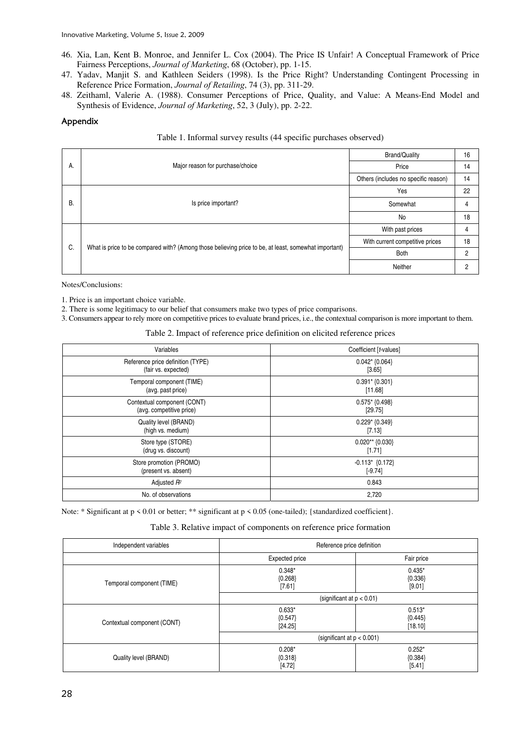46. Xia, Lan, Kent B. Monroe, and Jennifer L. Cox (2004). The Price IS Unfair! A Conceptual Framework of Price Fairness Perceptions, *Journal of Marketing*, 68 (October), pp. 1-15.
47. Yadav, Manjit S. and Kathleen Seiders (1998). Is the Price Right? Understanding Contingent Processing in Reference Price Formation, *Journal of Retailing*, 74 (3), pp. 311-29.
48. Zeithaml, Valerie A. (1988). Consumer Perceptions of Price, Quality, and Value: A Means-End Model and Synthesis of Evidence, *Journal of Marketing*, 52, 3 (July), pp. 2-22.

## Appendix

Table 1. Informal survey results (44 specific purchases observed)

| | | | |
|---|---|---|---|
| A. | Major reason for purchase/choice | Brand/Quality | 16 |
| | | Price | 14 |
| | | Others (includes no specific reason) | 14 |
| B. | Is price important? | Yes | 22 |
| | | Somewhat | 4 |
| | | No | 18 |
| C. | What is price to be compared with? (Among those believing price to be, at least, somewhat important) | With past prices | 4 |
| | | With current competitive prices | 18 |
| | | Both | 2 |
| | | Neither | 2 |

Notes/Conclusions:

1. Price is an important choice variable.
2. There is some legitimacy to our belief that consumers make two types of price comparisons.
3. Consumers appear to rely more on competitive prices to evaluate brand prices, i.e., the contextual comparison is more important to them.

Table 2. Impact of reference price definition on elicited reference prices

| Variables | Coefficient [*t*-values] |
|---|---|
| Reference price definition (TYPE) (fair vs. expected) | 0.042* {0.064} [3.65] |
| Temporal component (TIME) (avg. past price) | 0.391* {0.301} [11.68] |
| Contextual component (CONT) (avg. competitive price) | 0.575* {0.498} [29.75] |
| Quality level (BRAND) (high vs. medium) | 0.229* {0.349} [7.13] |
| Store type (STORE) (drug vs. discount) | 0.020** {0.030} [1.71] |
| Store promotion (PROMO) (present vs. absent) | -0.113* {0.172} [-9.74] |
| Adjusted $R^2$ | 0.843 |
| No. of observations | 2,720 |

Note: * Significant at $p < 0.01$ or better; ** significant at $p < 0.05$ (one-tailed); {standardized coefficient}.

Table 3. Relative impact of components on reference price formation

| Independent variables | Reference price definition | |
|---|---|---|
| | Expected price | Fair price |
| Temporal component (TIME) | 0.348* {0.268} [7.61] | 0.435* {0.336} [9.01] |
| | (significant at $p < 0.01$) | |
| Contextual component (CONT) | 0.633* {0.547} [24.25] | 0.513* {0.445} [18.10] |
| | (significant at $p < 0.001$) | |
| Quality level (BRAND) | 0.208* {0.318} [4.72] | 0.252* {0.384} [5.41] |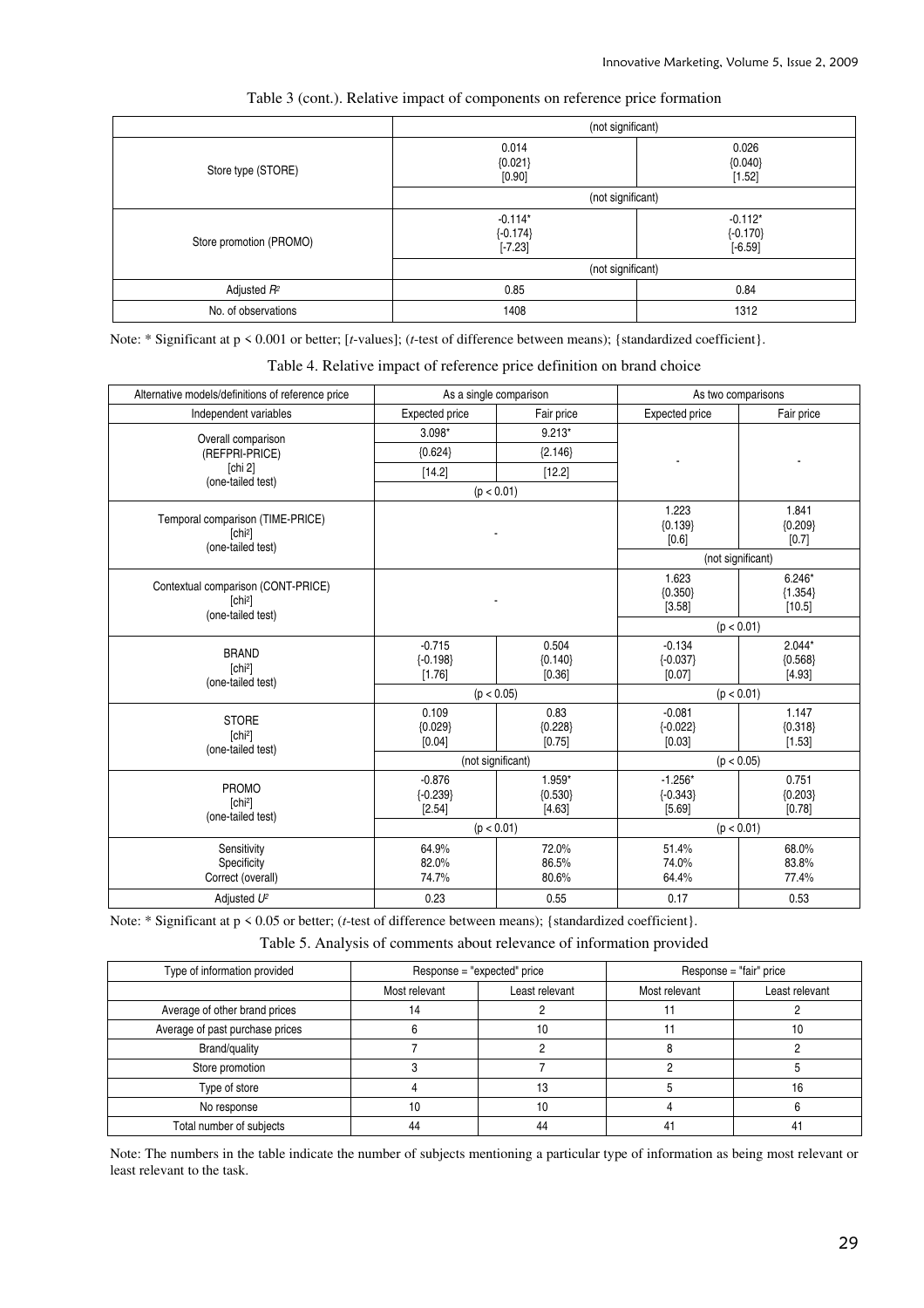Table 3 (cont.). Relative impact of components on reference price formation

| | | |
|---|---|---|
| | (not significant) | |
| Store type (STORE) | 0.014<br>{0.021}<br>[0.90] | 0.026<br>{0.040}<br>[1.52] |
| | (not significant) | |
| Store promotion (PROMO) | -0.114*<br>{-0.174}<br>[-7.23] | -0.112*<br>{-0.170}<br>[-6.59] |
| | (not significant) | |
| Adjusted $R^2$ | 0.85 | 0.84 |
| No. of observations | 1408 | 1312 |

Note: * Significant at p < 0.001 or better; [*t*-values]; (*t*-test of difference between means); {standardized coefficient}.

Table 4. Relative impact of reference price definition on brand choice

| Alternative models/definitions of reference price | As a single comparison | | As two comparisons | |
|---|---|---|---|---|
| Independent variables | Expected price | Fair price | Expected price | Fair price |
| Overall comparison (REFPRI-PRICE) [chi 2] (one-tailed test) | 3.098*<br>{0.624}<br>[14.2] | 9.213*<br>{2.146}<br>[12.2] | - | - |
| | (p < 0.01) | | | |
| Temporal comparison (TIME-PRICE) [chi²] (one-tailed test) | - | | 1.223<br>{0.139}<br>[0.6] | 1.841<br>{0.209}<br>[0.7] |
| | | | (not significant) | |
| Contextual comparison (CONT-PRICE) [chi²] (one-tailed test) | - | | 1.623<br>{0.350}<br>[3.58] | 6.246*<br>{1.354}<br>[10.5] |
| | | | (p < 0.01) | |
| BRAND [chi²] (one-tailed test) | -0.715<br>{-0.198}<br>[1.76] | 0.504<br>{0.140}<br>[0.36] | -0.134<br>{-0.037}<br>[0.07] | 2.044*<br>{0.568}<br>[4.93] |
| | (p < 0.05) | | (p < 0.01) | |
| STORE [chi²] (one-tailed test) | 0.109<br>{0.029}<br>[0.04] | 0.83<br>{0.228}<br>[0.75] | -0.081<br>{-0.022}<br>[0.03] | 1.147<br>{0.318}<br>[1.53] |
| | (not significant) | | (p < 0.05) | |
| PROMO [chi²] (one-tailed test) | -0.876<br>{-0.239}<br>[2.54] | 1.959*<br>{0.530}<br>[4.63] | -1.256*<br>{-0.343}<br>[5.69] | 0.751<br>{0.203}<br>[0.78] |
| | (p < 0.01) | | (p < 0.01) | |
| Sensitivity<br>Specificity<br>Correct (overall) | 64.9%<br>82.0%<br>74.7% | 72.0%<br>86.5%<br>80.6% | 51.4%<br>74.0%<br>64.4% | 68.0%<br>83.8%<br>77.4% |
| Adjusted $U^2$ | 0.23 | 0.55 | 0.17 | 0.53 |

Note: * Significant at p < 0.05 or better; (*t*-test of difference between means); {standardized coefficient}.

Table 5. Analysis of comments about relevance of information provided

| Type of information provided | Response = "expected" price | | Response = "fair" price | |
|---|---|---|---|---|
| | Most relevant | Least relevant | Most relevant | Least relevant |
| Average of other brand prices | 14 | 2 | 11 | 2 |
| Average of past purchase prices | 6 | 10 | 11 | 10 |
| Brand/quality | 7 | 2 | 8 | 2 |
| Store promotion | 3 | 7 | 2 | 5 |
| Type of store | 4 | 13 | 5 | 16 |
| No response | 10 | 10 | 4 | 6 |
| Total number of subjects | 44 | 44 | 41 | 41 |

Note: The numbers in the table indicate the number of subjects mentioning a particular type of information as being most relevant or least relevant to the task.